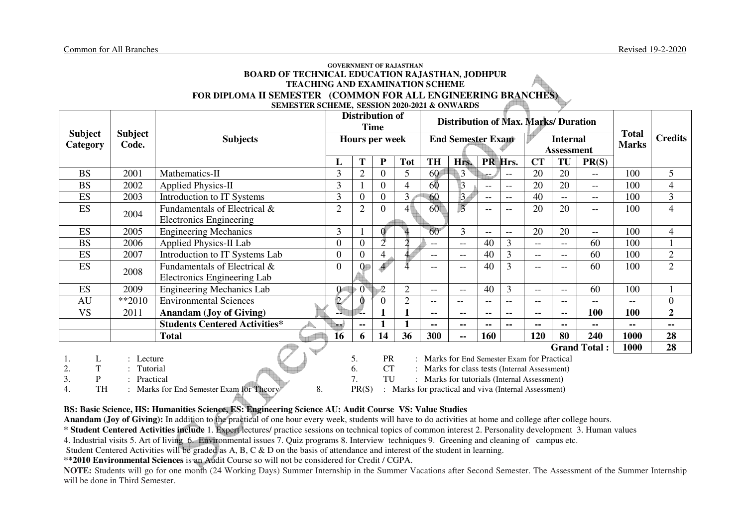Common for All Branches | Revised 19-2-2020

**GOVERNMENT OF RAJASTHAN**

# BOARD OF TECHNICAL EDUCATION RAJASTHAN, JODHPUR

## TEACHING AND EXAMINATION SCHEME

## FOR DIPLOMA II SEMESTER (COMMON FOR ALL ENGINEERING BRANCHES)

**SEMESTER SCHEME, SESSION 2020-2021 & ONWARDS**

| Subject Category | Subject Code. | Subjects | Distribution of Time | | | | Distribution of Max. Marks/ Duration | | | | | | | Total Marks | Credits |
|---|---|---|---|---|---|---|---|---|---|---|---|---|---|---|---|
| | | | Hours per week | | | | End Semester Exam | | | | Internal Assessment | | | | |
| | | | L | T | P | Tot | TH | Hrs. | PR | Hrs. | CT | TU | PR(S) | | |
| BS | 2001 | Mathematics-II | 3 | 2 | 0 | 5 | 60 | 3 | -- | -- | 20 | 20 | -- | 100 | 5 |
| BS | 2002 | Applied Physics-II | 3 | 1 | 0 | 4 | 60 | 3 | -- | -- | 20 | 20 | -- | 100 | 4 |
| ES | 2003 | Introduction to IT Systems | 3 | 0 | 0 | 3 | 60 | 3 | -- | -- | 40 | -- | -- | 100 | 3 |
| ES | 2004 | Fundamentals of Electrical & Electronics Engineering | 2 | 2 | 0 | 4 | 60 | 3 | -- | -- | 20 | 20 | -- | 100 | 4 |
| ES | 2005 | Engineering Mechanics | 3 | 1 | 0 | 4 | 60 | 3 | -- | -- | 20 | 20 | -- | 100 | 4 |
| BS | 2006 | Applied Physics-II Lab | 0 | 0 | 2 | 2 | -- | -- | 40 | 3 | -- | -- | 60 | 100 | 1 |
| ES | 2007 | Introduction to IT Systems Lab | 0 | 0 | 4 | 4 | -- | -- | 40 | 3 | -- | -- | 60 | 100 | 2 |
| ES | 2008 | Fundamentals of Electrical & Electronics Engineering Lab | 0 | 0 | 4 | 4 | -- | -- | 40 | 3 | -- | -- | 60 | 100 | 2 |
| ES | 2009 | Engineering Mechanics Lab | 0 | 0 | 2 | 2 | -- | -- | 40 | 3 | -- | -- | 60 | 100 | 1 |
| AU | **2010 | Environmental Sciences | 2 | 0 | 0 | 2 | -- | -- | -- | -- | -- | -- | -- | -- | 0 |
| VS | 2011 | **Anandam (Joy of Giving)** | **--** | **--** | **1** | **1** | **--** | **--** | **--** | **--** | **--** | **--** | **100** | **100** | **2** |
| | | **Students Centered Activities*** | **--** | **--** | **1** | **1** | **--** | **--** | **--** | **--** | **--** | **--** | **--** | **--** | **--** |
| | | **Total** | **16** | **6** | **14** | **36** | **300** | **--** | **160** | | **120** | **80** | **240** | **1000** | **28** |
| | | | | | | | | | | | | | **Grand Total :** | **1000** | **28** |

1. L : Lecture
2. T : Tutorial
3. P : Practical
4. TH : Marks for End Semester Exam for Theory
5. PR : Marks for End Semester Exam for Practical
6. CT : Marks for class tests (Internal Assessment)
7. TU : Marks for tutorials (Internal Assessment)
8. PR(S) : Marks for practical and viva (Internal Assessment)

**BS: Basic Science, HS: Humanities Science, ES: Engineering Science AU: Audit Course VS: Value Studies**

**Anandam (Joy of Giving):** In addition to the practical of one hour every week, students will have to do activities at home and college after college hours.

**\* Student Centered Activities include** 1. Expert lectures/ practice sessions on technical topics of common interest 2. Personality development 3. Human values 4. Industrial visits 5. Art of living 6. Environmental issues 7. Quiz programs 8. Interview techniques 9. Greening and cleaning of campus etc.

Student Centered Activities will be graded as A, B, C & D on the basis of attendance and interest of the student in learning.

**\*\*2010 Environmental Sciences** is an Audit Course so will not be considered for Credit / CGPA.

**NOTE:** Students will go for one month (24 Working Days) Summer Internship in the Summer Vacations after Second Semester. The Assessment of the Summer Internship will be done in Third Semester.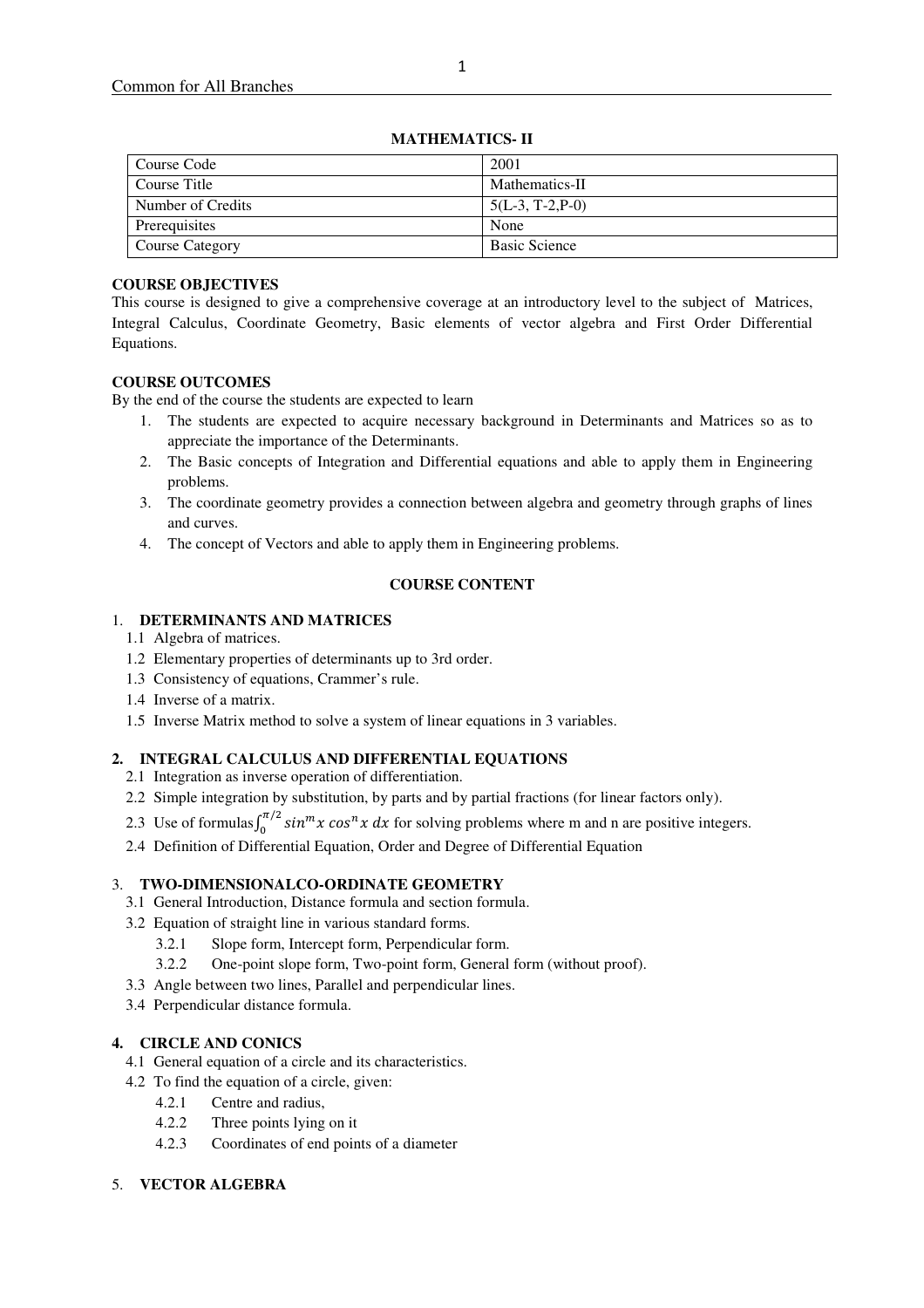## MATHEMATICS- II

| Course Code | 2001 |
|---|---|
| Course Title | Mathematics-II |
| Number of Credits | 5(L-3, T-2,P-0) |
| Prerequisites | None |
| Course Category | Basic Science |

**COURSE OBJECTIVES**

This course is designed to give a comprehensive coverage at an introductory level to the subject of Matrices, Integral Calculus, Coordinate Geometry, Basic elements of vector algebra and First Order Differential Equations.

**COURSE OUTCOMES**

By the end of the course the students are expected to learn

1. The students are expected to acquire necessary background in Determinants and Matrices so as to appreciate the importance of the Determinants.
2. The Basic concepts of Integration and Differential equations and able to apply them in Engineering problems.
3. The coordinate geometry provides a connection between algebra and geometry through graphs of lines and curves.
4. The concept of Vectors and able to apply them in Engineering problems.

**COURSE CONTENT**

1. **DETERMINANTS AND MATRICES**
   - 1.1 Algebra of matrices.
   - 1.2 Elementary properties of determinants up to 3rd order.
   - 1.3 Consistency of equations, Crammer's rule.
   - 1.4 Inverse of a matrix.
   - 1.5 Inverse Matrix method to solve a system of linear equations in 3 variables.

2. **INTEGRAL CALCULUS AND DIFFERENTIAL EQUATIONS**
   - 2.1 Integration as inverse operation of differentiation.
   - 2.2 Simple integration by substitution, by parts and by partial fractions (for linear factors only).
   - 2.3 Use of formulas $\int_0^{\pi/2} sin^m x \, cos^n x \, dx$ for solving problems where m and n are positive integers.
   - 2.4 Definition of Differential Equation, Order and Degree of Differential Equation

3. **TWO-DIMENSIONALCO-ORDINATE GEOMETRY**
   - 3.1 General Introduction, Distance formula and section formula.
   - 3.2 Equation of straight line in various standard forms.
     - 3.2.1 Slope form, Intercept form, Perpendicular form.
     - 3.2.2 One-point slope form, Two-point form, General form (without proof).
   - 3.3 Angle between two lines, Parallel and perpendicular lines.
   - 3.4 Perpendicular distance formula.

4. **CIRCLE AND CONICS**
   - 4.1 General equation of a circle and its characteristics.
   - 4.2 To find the equation of a circle, given:
     - 4.2.1 Centre and radius,
     - 4.2.2 Three points lying on it
     - 4.2.3 Coordinates of end points of a diameter

5. **VECTOR ALGEBRA**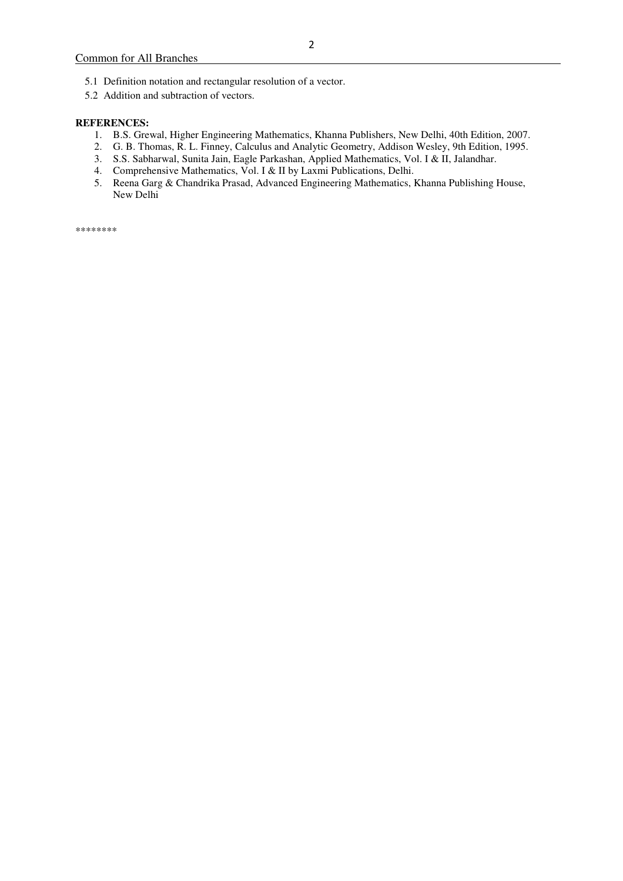5.1 Definition notation and rectangular resolution of a vector.

5.2 Addition and subtraction of vectors.

**REFERENCES:**

1. B.S. Grewal, Higher Engineering Mathematics, Khanna Publishers, New Delhi, 40th Edition, 2007.
2. G. B. Thomas, R. L. Finney, Calculus and Analytic Geometry, Addison Wesley, 9th Edition, 1995.
3. S.S. Sabharwal, Sunita Jain, Eagle Parkashan, Applied Mathematics, Vol. I & II, Jalandhar.
4. Comprehensive Mathematics, Vol. I & II by Laxmi Publications, Delhi.
5. Reena Garg & Chandrika Prasad, Advanced Engineering Mathematics, Khanna Publishing House, New Delhi

********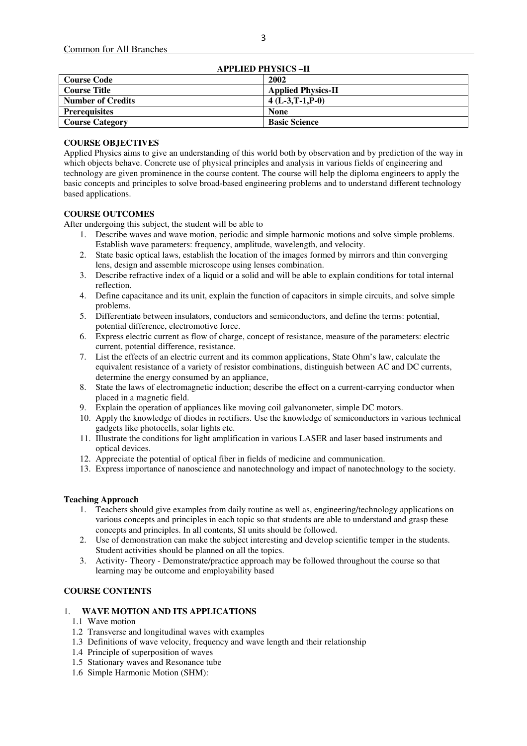Common for All Branches

**APPLIED PHYSICS –II**

| **Course Code** | **2002** |
|---|---|
| **Course Title** | **Applied Physics-II** |
| **Number of Credits** | **4 (L-3,T-1,P-0)** |
| **Prerequisites** | **None** |
| **Course Category** | **Basic Science** |

**COURSE OBJECTIVES**

Applied Physics aims to give an understanding of this world both by observation and by prediction of the way in which objects behave. Concrete use of physical principles and analysis in various fields of engineering and technology are given prominence in the course content. The course will help the diploma engineers to apply the basic concepts and principles to solve broad-based engineering problems and to understand different technology based applications.

**COURSE OUTCOMES**

After undergoing this subject, the student will be able to

1. Describe waves and wave motion, periodic and simple harmonic motions and solve simple problems. Establish wave parameters: frequency, amplitude, wavelength, and velocity.
2. State basic optical laws, establish the location of the images formed by mirrors and thin converging lens, design and assemble microscope using lenses combination.
3. Describe refractive index of a liquid or a solid and will be able to explain conditions for total internal reflection.
4. Define capacitance and its unit, explain the function of capacitors in simple circuits, and solve simple problems.
5. Differentiate between insulators, conductors and semiconductors, and define the terms: potential, potential difference, electromotive force.
6. Express electric current as flow of charge, concept of resistance, measure of the parameters: electric current, potential difference, resistance.
7. List the effects of an electric current and its common applications, State Ohm's law, calculate the equivalent resistance of a variety of resistor combinations, distinguish between AC and DC currents, determine the energy consumed by an appliance,
8. State the laws of electromagnetic induction; describe the effect on a current-carrying conductor when placed in a magnetic field.
9. Explain the operation of appliances like moving coil galvanometer, simple DC motors.
10. Apply the knowledge of diodes in rectifiers. Use the knowledge of semiconductors in various technical gadgets like photocells, solar lights etc.
11. Illustrate the conditions for light amplification in various LASER and laser based instruments and optical devices.
12. Appreciate the potential of optical fiber in fields of medicine and communication.
13. Express importance of nanoscience and nanotechnology and impact of nanotechnology to the society.

**Teaching Approach**

1. Teachers should give examples from daily routine as well as, engineering/technology applications on various concepts and principles in each topic so that students are able to understand and grasp these concepts and principles. In all contents, SI units should be followed.
2. Use of demonstration can make the subject interesting and develop scientific temper in the students. Student activities should be planned on all the topics.
3. Activity- Theory - Demonstrate/practice approach may be followed throughout the course so that learning may be outcome and employability based

**COURSE CONTENTS**

1. **WAVE MOTION AND ITS APPLICATIONS**
   - 1.1 Wave motion
   - 1.2 Transverse and longitudinal waves with examples
   - 1.3 Definitions of wave velocity, frequency and wave length and their relationship
   - 1.4 Principle of superposition of waves
   - 1.5 Stationary waves and Resonance tube
   - 1.6 Simple Harmonic Motion (SHM):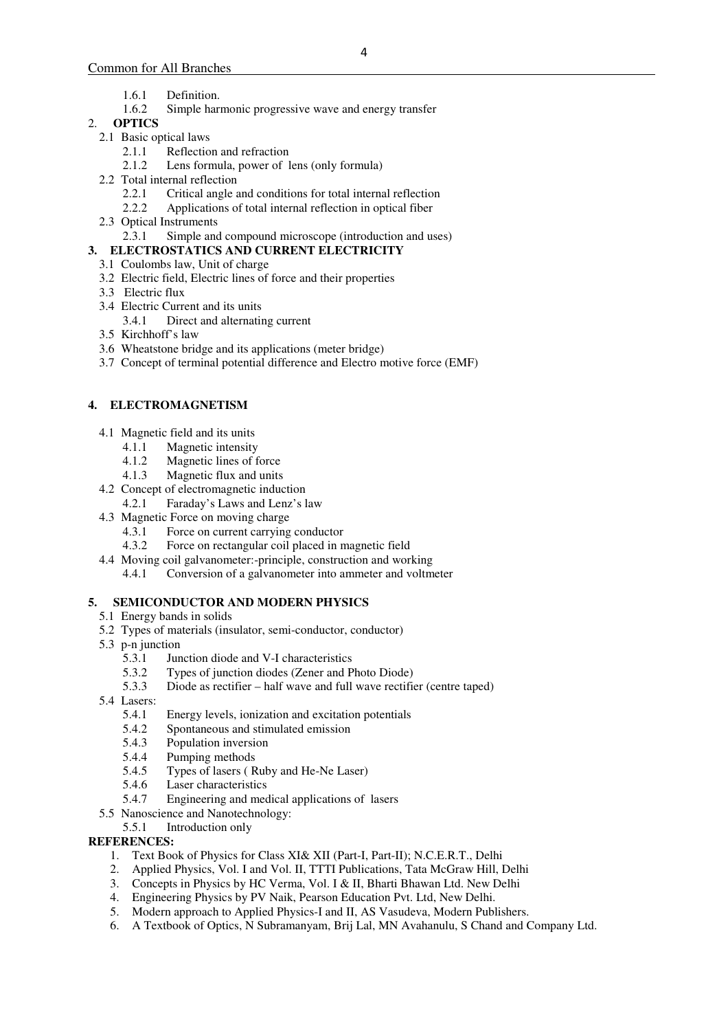1.6.1 Definition.
1.6.2 Simple harmonic progressive wave and energy transfer

2. **OPTICS**
   - 2.1 Basic optical laws
     - 2.1.1 Reflection and refraction
     - 2.1.2 Lens formula, power of lens (only formula)
   - 2.2 Total internal reflection
     - 2.2.1 Critical angle and conditions for total internal reflection
     - 2.2.2 Applications of total internal reflection in optical fiber
   - 2.3 Optical Instruments
     - 2.3.1 Simple and compound microscope (introduction and uses)

3. **ELECTROSTATICS AND CURRENT ELECTRICITY**
   - 3.1 Coulombs law, Unit of charge
   - 3.2 Electric field, Electric lines of force and their properties
   - 3.3 Electric flux
   - 3.4 Electric Current and its units
     - 3.4.1 Direct and alternating current
   - 3.5 Kirchhoff's law
   - 3.6 Wheatstone bridge and its applications (meter bridge)
   - 3.7 Concept of terminal potential difference and Electro motive force (EMF)

4. **ELECTROMAGNETISM**
   - 4.1 Magnetic field and its units
     - 4.1.1 Magnetic intensity
     - 4.1.2 Magnetic lines of force
     - 4.1.3 Magnetic flux and units
   - 4.2 Concept of electromagnetic induction
     - 4.2.1 Faraday's Laws and Lenz's law
   - 4.3 Magnetic Force on moving charge
     - 4.3.1 Force on current carrying conductor
     - 4.3.2 Force on rectangular coil placed in magnetic field
   - 4.4 Moving coil galvanometer:-principle, construction and working
     - 4.4.1 Conversion of a galvanometer into ammeter and voltmeter

5. **SEMICONDUCTOR AND MODERN PHYSICS**
   - 5.1 Energy bands in solids
   - 5.2 Types of materials (insulator, semi-conductor, conductor)
   - 5.3 p-n junction
     - 5.3.1 Junction diode and V-I characteristics
     - 5.3.2 Types of junction diodes (Zener and Photo Diode)
     - 5.3.3 Diode as rectifier – half wave and full wave rectifier (centre taped)
   - 5.4 Lasers:
     - 5.4.1 Energy levels, ionization and excitation potentials
     - 5.4.2 Spontaneous and stimulated emission
     - 5.4.3 Population inversion
     - 5.4.4 Pumping methods
     - 5.4.5 Types of lasers ( Ruby and He-Ne Laser)
     - 5.4.6 Laser characteristics
     - 5.4.7 Engineering and medical applications of lasers
   - 5.5 Nanoscience and Nanotechnology:
     - 5.5.1 Introduction only

**REFERENCES:**

1. Text Book of Physics for Class XI& XII (Part-I, Part-II); N.C.E.R.T., Delhi
2. Applied Physics, Vol. I and Vol. II, TTTI Publications, Tata McGraw Hill, Delhi
3. Concepts in Physics by HC Verma, Vol. I & II, Bharti Bhawan Ltd. New Delhi
4. Engineering Physics by PV Naik, Pearson Education Pvt. Ltd, New Delhi.
5. Modern approach to Applied Physics-I and II, AS Vasudeva, Modern Publishers.
6. A Textbook of Optics, N Subramanyam, Brij Lal, MN Avahanulu, S Chand and Company Ltd.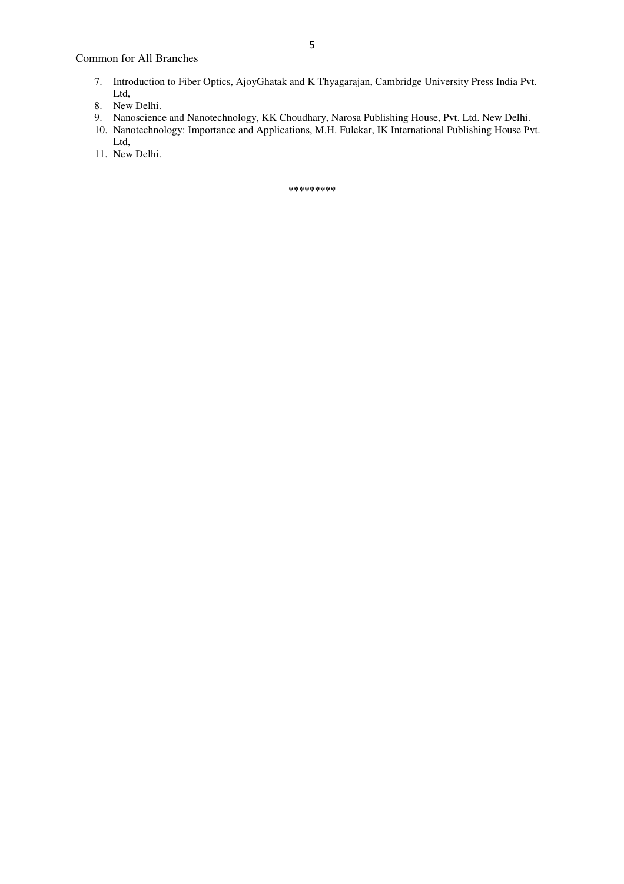7. Introduction to Fiber Optics, AjoyGhatak and K Thyagarajan, Cambridge University Press India Pvt. Ltd,
8. New Delhi.
9. Nanoscience and Nanotechnology, KK Choudhary, Narosa Publishing House, Pvt. Ltd. New Delhi.
10. Nanotechnology: Importance and Applications, M.H. Fulekar, IK International Publishing House Pvt. Ltd,
11. New Delhi.

*********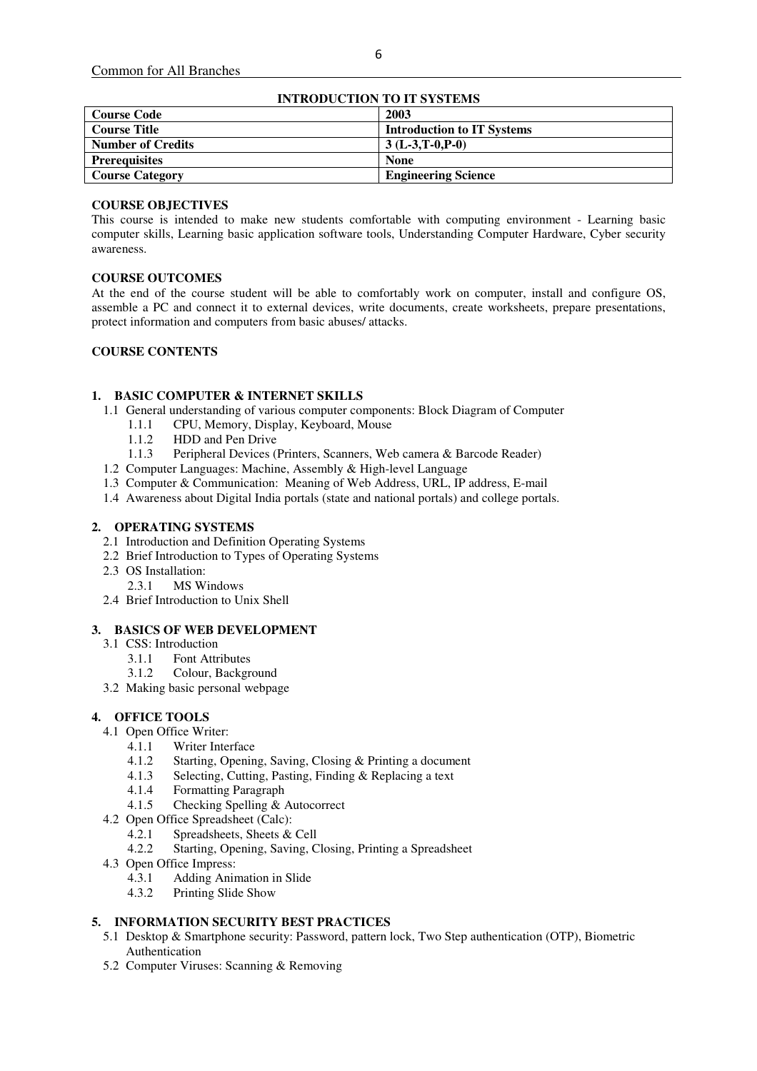Common for All Branches

## INTRODUCTION TO IT SYSTEMS

| **Course Code** | **2003** |
|---|---|
| **Course Title** | **Introduction to IT Systems** |
| **Number of Credits** | **3 (L-3,T-0,P-0)** |
| **Prerequisites** | **None** |
| **Course Category** | **Engineering Science** |

**COURSE OBJECTIVES**

This course is intended to make new students comfortable with computing environment - Learning basic computer skills, Learning basic application software tools, Understanding Computer Hardware, Cyber security awareness.

**COURSE OUTCOMES**

At the end of the course student will be able to comfortably work on computer, install and configure OS, assemble a PC and connect it to external devices, write documents, create worksheets, prepare presentations, protect information and computers from basic abuses/ attacks.

**COURSE CONTENTS**

**1. BASIC COMPUTER & INTERNET SKILLS**

- 1.1 General understanding of various computer components: Block Diagram of Computer
  - 1.1.1 CPU, Memory, Display, Keyboard, Mouse
  - 1.1.2 HDD and Pen Drive
  - 1.1.3 Peripheral Devices (Printers, Scanners, Web camera & Barcode Reader)
- 1.2 Computer Languages: Machine, Assembly & High-level Language
- 1.3 Computer & Communication: Meaning of Web Address, URL, IP address, E-mail
- 1.4 Awareness about Digital India portals (state and national portals) and college portals.

**2. OPERATING SYSTEMS**

- 2.1 Introduction and Definition Operating Systems
- 2.2 Brief Introduction to Types of Operating Systems
- 2.3 OS Installation:
  - 2.3.1 MS Windows
- 2.4 Brief Introduction to Unix Shell

**3. BASICS OF WEB DEVELOPMENT**

- 3.1 CSS: Introduction
  - 3.1.1 Font Attributes
  - 3.1.2 Colour, Background
- 3.2 Making basic personal webpage

**4. OFFICE TOOLS**

- 4.1 Open Office Writer:
  - 4.1.1 Writer Interface
  - 4.1.2 Starting, Opening, Saving, Closing & Printing a document
  - 4.1.3 Selecting, Cutting, Pasting, Finding & Replacing a text
  - 4.1.4 Formatting Paragraph
  - 4.1.5 Checking Spelling & Autocorrect
- 4.2 Open Office Spreadsheet (Calc):
  - 4.2.1 Spreadsheets, Sheets & Cell
  - 4.2.2 Starting, Opening, Saving, Closing, Printing a Spreadsheet
- 4.3 Open Office Impress:
  - 4.3.1 Adding Animation in Slide
  - 4.3.2 Printing Slide Show

**5. INFORMATION SECURITY BEST PRACTICES**

- 5.1 Desktop & Smartphone security: Password, pattern lock, Two Step authentication (OTP), Biometric Authentication
- 5.2 Computer Viruses: Scanning & Removing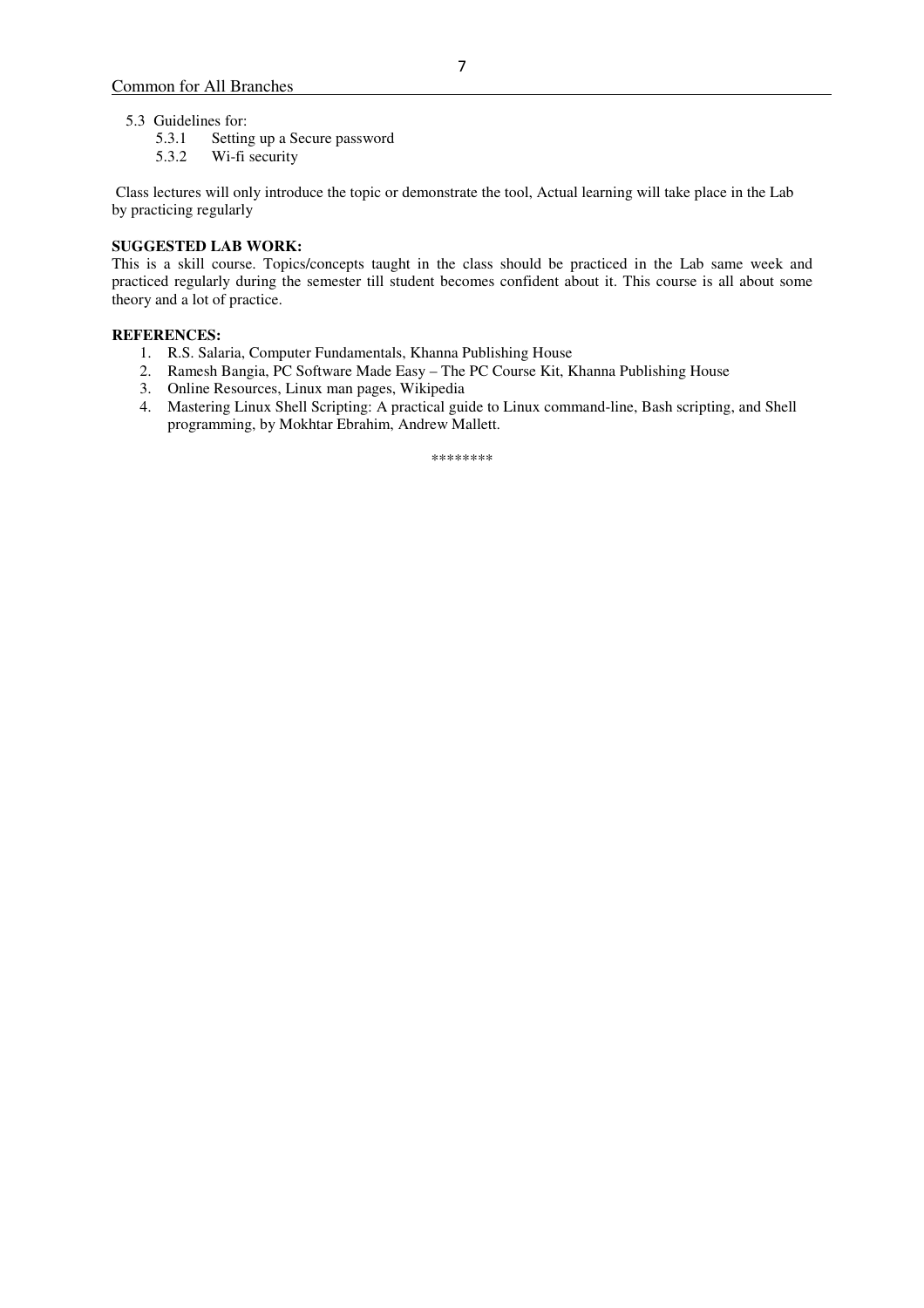5.3 Guidelines for:
  - 5.3.1 Setting up a Secure password
  - 5.3.2 Wi-fi security

Class lectures will only introduce the topic or demonstrate the tool, Actual learning will take place in the Lab by practicing regularly

**SUGGESTED LAB WORK:**

This is a skill course. Topics/concepts taught in the class should be practiced in the Lab same week and practiced regularly during the semester till student becomes confident about it. This course is all about some theory and a lot of practice.

**REFERENCES:**

1. R.S. Salaria, Computer Fundamentals, Khanna Publishing House
2. Ramesh Bangia, PC Software Made Easy – The PC Course Kit, Khanna Publishing House
3. Online Resources, Linux man pages, Wikipedia
4. Mastering Linux Shell Scripting: A practical guide to Linux command-line, Bash scripting, and Shell programming, by Mokhtar Ebrahim, Andrew Mallett.

********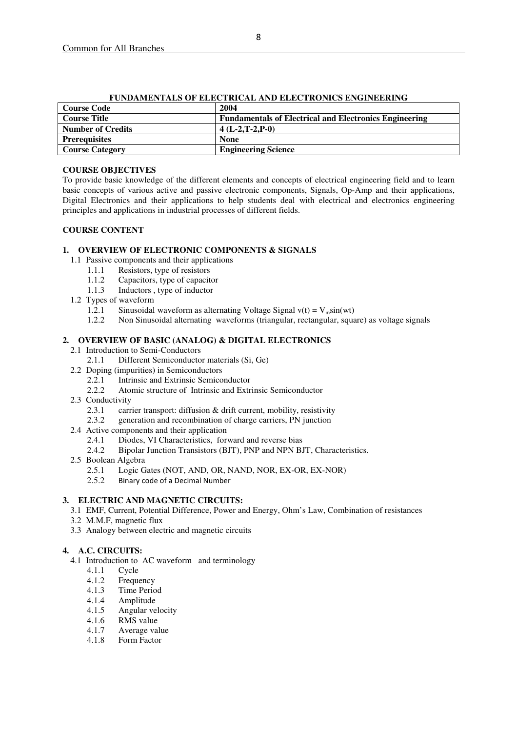## FUNDAMENTALS OF ELECTRICAL AND ELECTRONICS ENGINEERING

| **Course Code** | **2004** |
|---|---|
| **Course Title** | **Fundamentals of Electrical and Electronics Engineering** |
| **Number of Credits** | **4 (L-2,T-2,P-0)** |
| **Prerequisites** | **None** |
| **Course Category** | **Engineering Science** |

### COURSE OBJECTIVES

To provide basic knowledge of the different elements and concepts of electrical engineering field and to learn basic concepts of various active and passive electronic components, Signals, Op-Amp and their applications, Digital Electronics and their applications to help students deal with electrical and electronics engineering principles and applications in industrial processes of different fields.

### COURSE CONTENT

**1. OVERVIEW OF ELECTRONIC COMPONENTS & SIGNALS**

- 1.1 Passive components and their applications
  - 1.1.1 Resistors, type of resistors
  - 1.1.2 Capacitors, type of capacitor
  - 1.1.3 Inductors , type of inductor
- 1.2 Types of waveform
  - 1.2.1 Sinusoidal waveform as alternating Voltage Signal $v(t) = V_m \sin(wt)$
  - 1.2.2 Non Sinusoidal alternating waveforms (triangular, rectangular, square) as voltage signals

**2. OVERVIEW OF BASIC (ANALOG) & DIGITAL ELECTRONICS**

- 2.1 Introduction to Semi-Conductors
  - 2.1.1 Different Semiconductor materials (Si, Ge)
- 2.2 Doping (impurities) in Semiconductors
  - 2.2.1 Intrinsic and Extrinsic Semiconductor
  - 2.2.2 Atomic structure of Intrinsic and Extrinsic Semiconductor
- 2.3 Conductivity
  - 2.3.1 carrier transport: diffusion & drift current, mobility, resistivity
  - 2.3.2 generation and recombination of charge carriers, PN junction
- 2.4 Active components and their application
  - 2.4.1 Diodes, VI Characteristics, forward and reverse bias
  - 2.4.2 Bipolar Junction Transistors (BJT), PNP and NPN BJT, Characteristics.
- 2.5 Boolean Algebra
  - 2.5.1 Logic Gates (NOT, AND, OR, NAND, NOR, EX-OR, EX-NOR)
  - 2.5.2 Binary code of a Decimal Number

**3. ELECTRIC AND MAGNETIC CIRCUITS:**

- 3.1 EMF, Current, Potential Difference, Power and Energy, Ohm's Law, Combination of resistances
- 3.2 M.M.F, magnetic flux
- 3.3 Analogy between electric and magnetic circuits

**4. A.C. CIRCUITS:**

- 4.1 Introduction to AC waveform and terminology
  - 4.1.1 Cycle
  - 4.1.2 Frequency
  - 4.1.3 Time Period
  - 4.1.4 Amplitude
  - 4.1.5 Angular velocity
  - 4.1.6 RMS value
  - 4.1.7 Average value
  - 4.1.8 Form Factor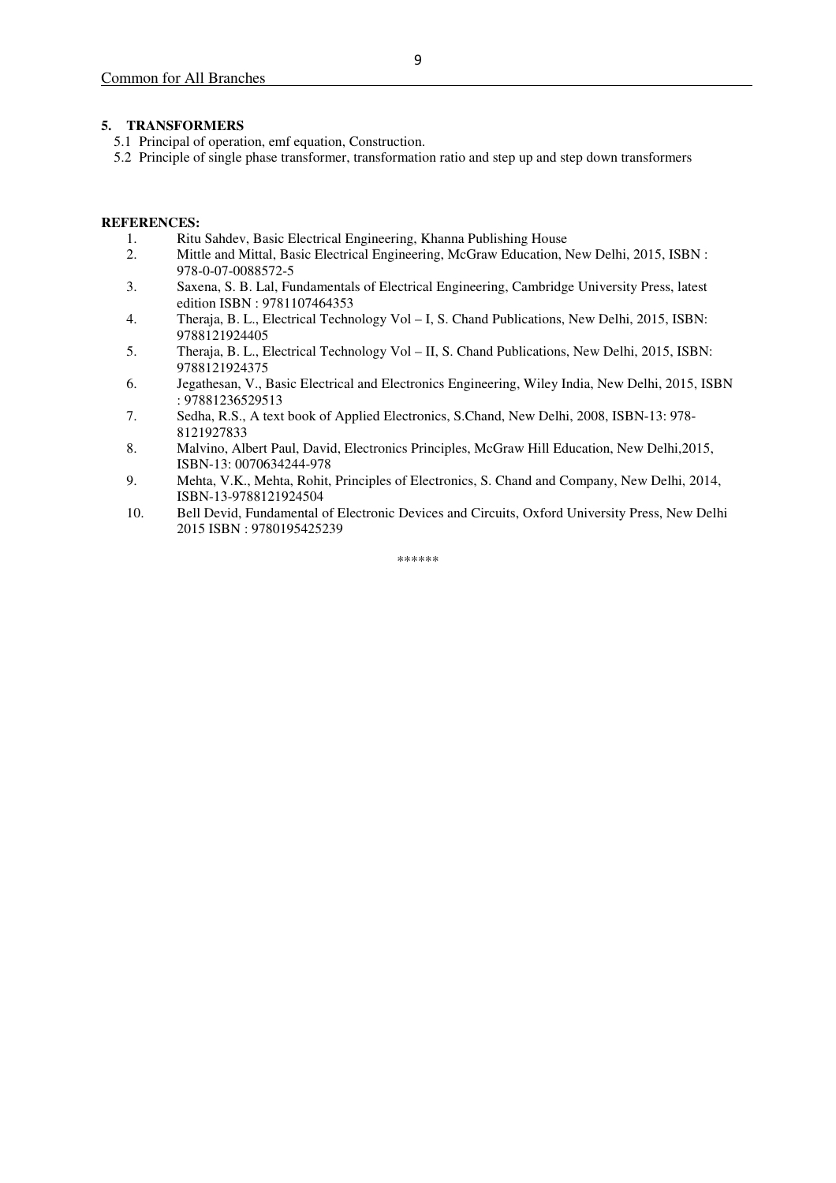### 5. TRANSFORMERS

5.1 Principal of operation, emf equation, Construction.

5.2 Principle of single phase transformer, transformation ratio and step up and step down transformers

**REFERENCES:**

1. Ritu Sahdev, Basic Electrical Engineering, Khanna Publishing House
2. Mittle and Mittal, Basic Electrical Engineering, McGraw Education, New Delhi, 2015, ISBN : 978-0-07-0088572-5
3. Saxena, S. B. Lal, Fundamentals of Electrical Engineering, Cambridge University Press, latest edition ISBN : 9781107464353
4. Theraja, B. L., Electrical Technology Vol – I, S. Chand Publications, New Delhi, 2015, ISBN: 9788121924405
5. Theraja, B. L., Electrical Technology Vol – II, S. Chand Publications, New Delhi, 2015, ISBN: 9788121924375
6. Jegathesan, V., Basic Electrical and Electronics Engineering, Wiley India, New Delhi, 2015, ISBN : 97881236529513
7. Sedha, R.S., A text book of Applied Electronics, S.Chand, New Delhi, 2008, ISBN-13: 978-8121927833
8. Malvino, Albert Paul, David, Electronics Principles, McGraw Hill Education, New Delhi,2015, ISBN-13: 0070634244-978
9. Mehta, V.K., Mehta, Rohit, Principles of Electronics, S. Chand and Company, New Delhi, 2014, ISBN-13-9788121924504
10. Bell Devid, Fundamental of Electronic Devices and Circuits, Oxford University Press, New Delhi 2015 ISBN : 9780195425239

******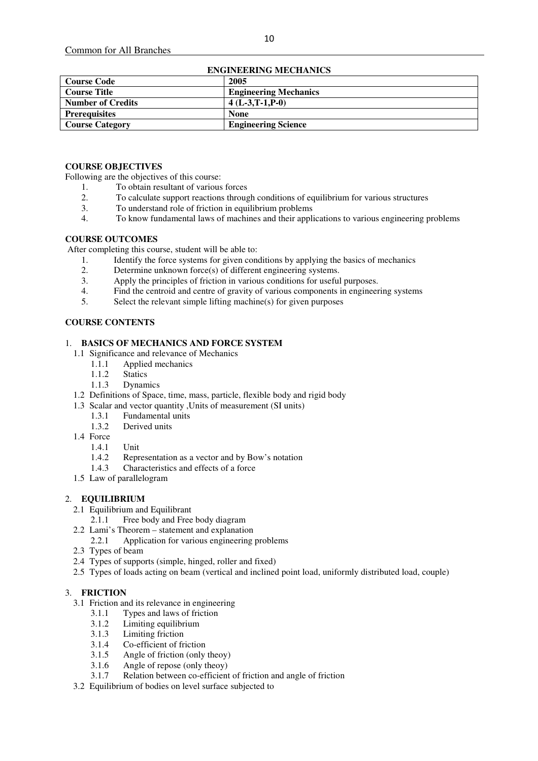Common for All Branches

## ENGINEERING MECHANICS

| Course Code | 2005 |
|---|---|
| **Course Title** | **Engineering Mechanics** |
| **Number of Credits** | **4 (L-3,T-1,P-0)** |
| **Prerequisites** | **None** |
| **Course Category** | **Engineering Science** |

### COURSE OBJECTIVES

Following are the objectives of this course:

1. To obtain resultant of various forces
2. To calculate support reactions through conditions of equilibrium for various structures
3. To understand role of friction in equilibrium problems
4. To know fundamental laws of machines and their applications to various engineering problems

### COURSE OUTCOMES

After completing this course, student will be able to:

1. Identify the force systems for given conditions by applying the basics of mechanics
2. Determine unknown force(s) of different engineering systems.
3. Apply the principles of friction in various conditions for useful purposes.
4. Find the centroid and centre of gravity of various components in engineering systems
5. Select the relevant simple lifting machine(s) for given purposes

### COURSE CONTENTS

1. **BASICS OF MECHANICS AND FORCE SYSTEM**
   - 1.1 Significance and relevance of Mechanics
     - 1.1.1 Applied mechanics
     - 1.1.2 Statics
     - 1.1.3 Dynamics
   - 1.2 Definitions of Space, time, mass, particle, flexible body and rigid body
   - 1.3 Scalar and vector quantity ,Units of measurement (SI units)
     - 1.3.1 Fundamental units
     - 1.3.2 Derived units
   - 1.4 Force
     - 1.4.1 Unit
     - 1.4.2 Representation as a vector and by Bow's notation
     - 1.4.3 Characteristics and effects of a force
   - 1.5 Law of parallelogram

2. **EQUILIBRIUM**
   - 2.1 Equilibrium and Equilibrant
     - 2.1.1 Free body and Free body diagram
   - 2.2 Lami's Theorem – statement and explanation
     - 2.2.1 Application for various engineering problems
   - 2.3 Types of beam
   - 2.4 Types of supports (simple, hinged, roller and fixed)
   - 2.5 Types of loads acting on beam (vertical and inclined point load, uniformly distributed load, couple)

3. **FRICTION**
   - 3.1 Friction and its relevance in engineering
     - 3.1.1 Types and laws of friction
     - 3.1.2 Limiting equilibrium
     - 3.1.3 Limiting friction
     - 3.1.4 Co-efficient of friction
     - 3.1.5 Angle of friction (only theoy)
     - 3.1.6 Angle of repose (only theoy)
     - 3.1.7 Relation between co-efficient of friction and angle of friction
   - 3.2 Equilibrium of bodies on level surface subjected to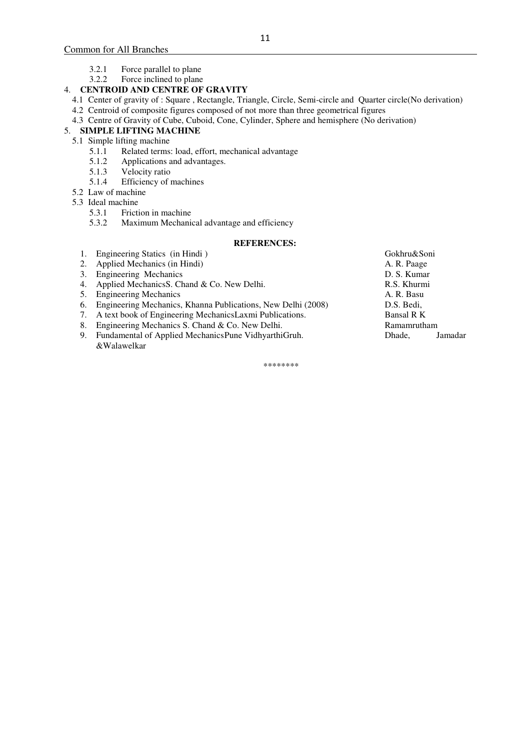- 3.2.1 Force parallel to plane
- 3.2.2 Force inclined to plane

4. **CENTROID AND CENTRE OF GRAVITY**
   - 4.1 Center of gravity of : Square , Rectangle, Triangle, Circle, Semi-circle and Quarter circle(No derivation)
   - 4.2 Centroid of composite figures composed of not more than three geometrical figures
   - 4.3 Centre of Gravity of Cube, Cuboid, Cone, Cylinder, Sphere and hemisphere (No derivation)

5. **SIMPLE LIFTING MACHINE**
   - 5.1 Simple lifting machine
     - 5.1.1 Related terms: load, effort, mechanical advantage
     - 5.1.2 Applications and advantages.
     - 5.1.3 Velocity ratio
     - 5.1.4 Efficiency of machines
   - 5.2 Law of machine
   - 5.3 Ideal machine
     - 5.3.1 Friction in machine
     - 5.3.2 Maximum Mechanical advantage and efficiency

**REFERENCES:**

| No. | Title | Author |
|---|---|---|
| 1. | Engineering Statics (in Hindi ) | Gokhru&Soni |
| 2. | Applied Mechanics (in Hindi) | A. R. Paage |
| 3. | Engineering Mechanics | D. S. Kumar |
| 4. | Applied MechanicsS. Chand & Co. New Delhi. | R.S. Khurmi |
| 5. | Engineering Mechanics | A. R. Basu |
| 6. | Engineering Mechanics, Khanna Publications, New Delhi (2008) | D.S. Bedi, |
| 7. | A text book of Engineering MechanicsLaxmi Publications. | Bansal R K |
| 8. | Engineering Mechanics S. Chand & Co. New Delhi. | Ramamrutham |
| 9. | Fundamental of Applied MechanicsPune VidhyarthiGruh. | Dhade, Jamadar &Walawelkar |

********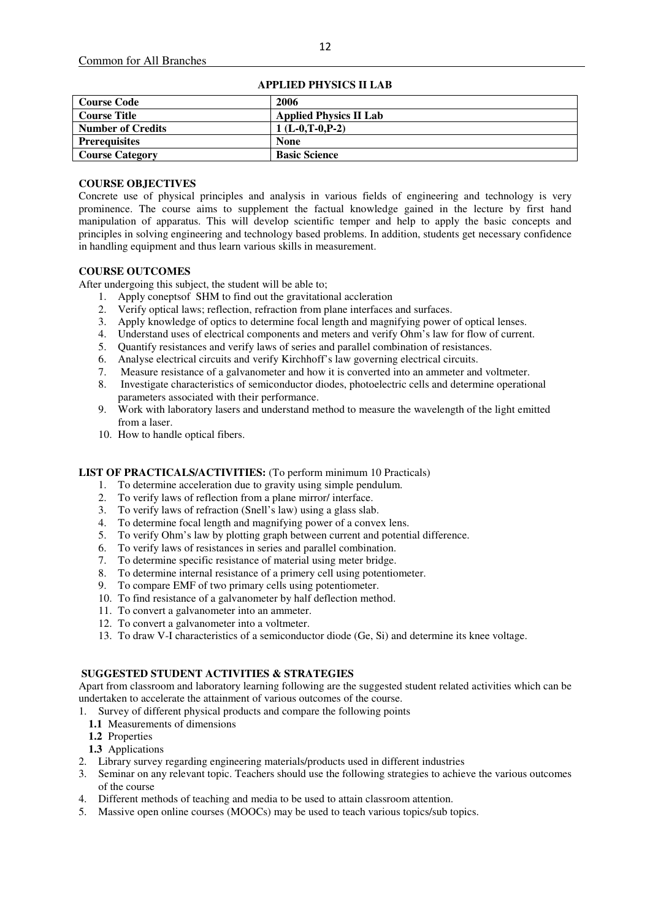Common for All Branches

## APPLIED PHYSICS II LAB

| Course Code | 2006 |
|---|---|
| Course Title | Applied Physics II Lab |
| Number of Credits | 1 (L-0,T-0,P-2) |
| Prerequisites | None |
| Course Category | Basic Science |

### COURSE OBJECTIVES

Concrete use of physical principles and analysis in various fields of engineering and technology is very prominence. The course aims to supplement the factual knowledge gained in the lecture by first hand manipulation of apparatus. This will develop scientific temper and help to apply the basic concepts and principles in solving engineering and technology based problems. In addition, students get necessary confidence in handling equipment and thus learn various skills in measurement.

### COURSE OUTCOMES

After undergoing this subject, the student will be able to;

1. Apply coneptsof SHM to find out the gravitational accleration
2. Verify optical laws; reflection, refraction from plane interfaces and surfaces.
3. Apply knowledge of optics to determine focal length and magnifying power of optical lenses.
4. Understand uses of electrical components and meters and verify Ohm's law for flow of current.
5. Quantify resistances and verify laws of series and parallel combination of resistances.
6. Analyse electrical circuits and verify Kirchhoff's law governing electrical circuits.
7. Measure resistance of a galvanometer and how it is converted into an ammeter and voltmeter.
8. Investigate characteristics of semiconductor diodes, photoelectric cells and determine operational parameters associated with their performance.
9. Work with laboratory lasers and understand method to measure the wavelength of the light emitted from a laser.
10. How to handle optical fibers.

**LIST OF PRACTICALS/ACTIVITIES:** (To perform minimum 10 Practicals)

1. To determine acceleration due to gravity using simple pendulum.
2. To verify laws of reflection from a plane mirror/ interface.
3. To verify laws of refraction (Snell's law) using a glass slab.
4. To determine focal length and magnifying power of a convex lens.
5. To verify Ohm's law by plotting graph between current and potential difference.
6. To verify laws of resistances in series and parallel combination.
7. To determine specific resistance of material using meter bridge.
8. To determine internal resistance of a primery cell using potentiometer.
9. To compare EMF of two primary cells using potentiometer.
10. To find resistance of a galvanometer by half deflection method.
11. To convert a galvanometer into an ammeter.
12. To convert a galvanometer into a voltmeter.
13. To draw V-I characteristics of a semiconductor diode (Ge, Si) and determine its knee voltage.

### SUGGESTED STUDENT ACTIVITIES & STRATEGIES

Apart from classroom and laboratory learning following are the suggested student related activities which can be undertaken to accelerate the attainment of various outcomes of the course.

1. Survey of different physical products and compare the following points
   - **1.1** Measurements of dimensions
   - **1.2** Properties
   - **1.3** Applications
2. Library survey regarding engineering materials/products used in different industries
3. Seminar on any relevant topic. Teachers should use the following strategies to achieve the various outcomes of the course
4. Different methods of teaching and media to be used to attain classroom attention.
5. Massive open online courses (MOOCs) may be used to teach various topics/sub topics.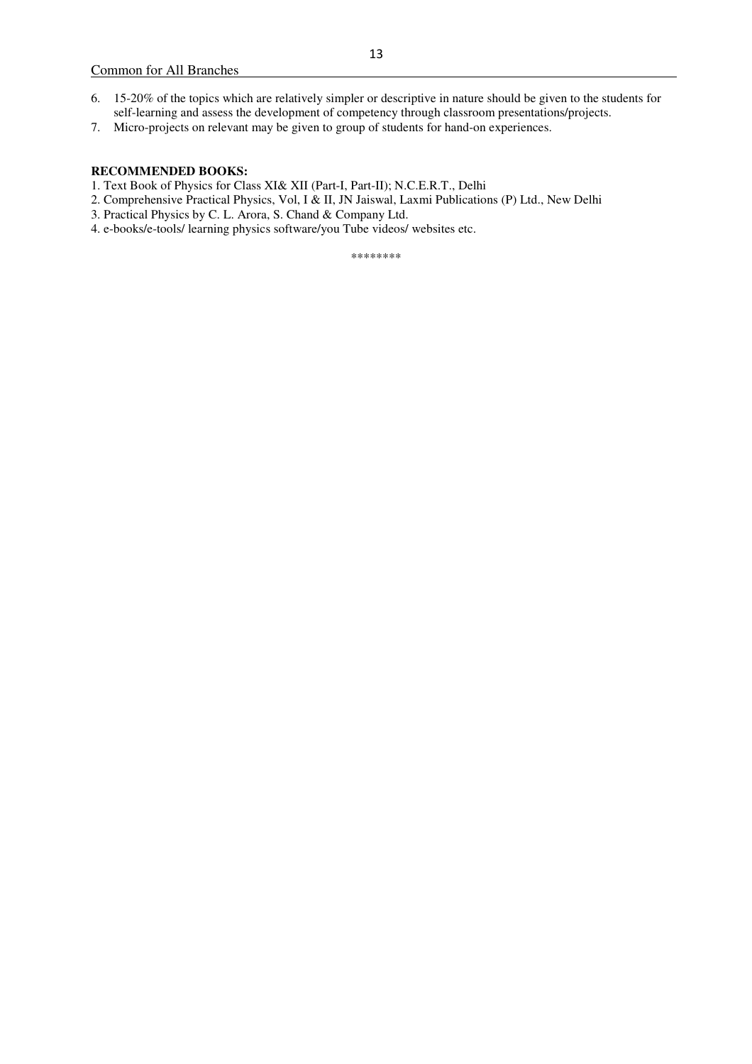6. 15-20% of the topics which are relatively simpler or descriptive in nature should be given to the students for self-learning and assess the development of competency through classroom presentations/projects.
7. Micro-projects on relevant may be given to group of students for hand-on experiences.

**RECOMMENDED BOOKS:**

1. Text Book of Physics for Class XI& XII (Part-I, Part-II); N.C.E.R.T., Delhi
2. Comprehensive Practical Physics, Vol, I & II, JN Jaiswal, Laxmi Publications (P) Ltd., New Delhi
3. Practical Physics by C. L. Arora, S. Chand & Company Ltd.
4. e-books/e-tools/ learning physics software/you Tube videos/ websites etc.

********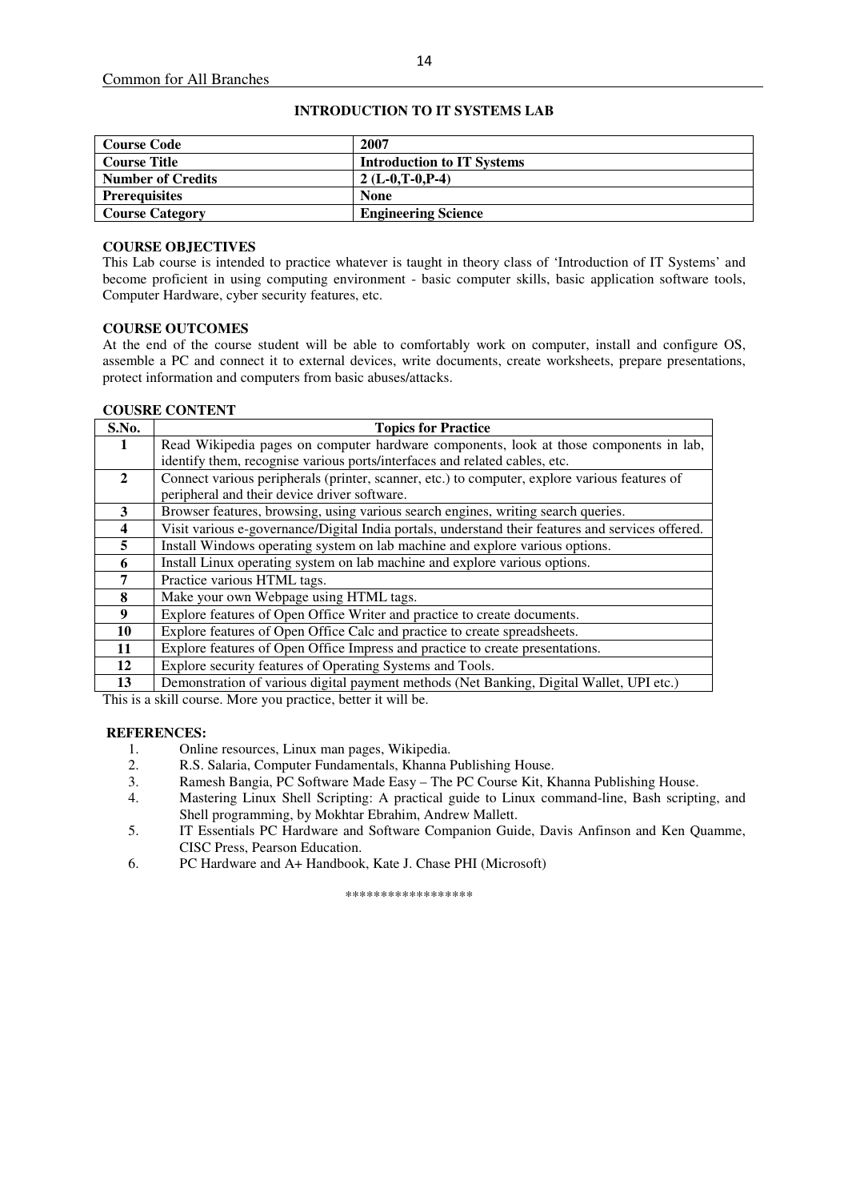Common for All Branches

## INTRODUCTION TO IT SYSTEMS LAB

| **Course Code** | **2007** |
|---|---|
| **Course Title** | **Introduction to IT Systems** |
| **Number of Credits** | **2 (L-0,T-0,P-4)** |
| **Prerequisites** | **None** |
| **Course Category** | **Engineering Science** |

### COURSE OBJECTIVES

This Lab course is intended to practice whatever is taught in theory class of 'Introduction of IT Systems' and become proficient in using computing environment - basic computer skills, basic application software tools, Computer Hardware, cyber security features, etc.

### COURSE OUTCOMES

At the end of the course student will be able to comfortably work on computer, install and configure OS, assemble a PC and connect it to external devices, write documents, create worksheets, prepare presentations, protect information and computers from basic abuses/attacks.

### COUSRE CONTENT

| S.No. | Topics for Practice |
|---|---|
| 1 | Read Wikipedia pages on computer hardware components, look at those components in lab, identify them, recognise various ports/interfaces and related cables, etc. |
| 2 | Connect various peripherals (printer, scanner, etc.) to computer, explore various features of peripheral and their device driver software. |
| 3 | Browser features, browsing, using various search engines, writing search queries. |
| 4 | Visit various e-governance/Digital India portals, understand their features and services offered. |
| 5 | Install Windows operating system on lab machine and explore various options. |
| 6 | Install Linux operating system on lab machine and explore various options. |
| 7 | Practice various HTML tags. |
| 8 | Make your own Webpage using HTML tags. |
| 9 | Explore features of Open Office Writer and practice to create documents. |
| 10 | Explore features of Open Office Calc and practice to create spreadsheets. |
| 11 | Explore features of Open Office Impress and practice to create presentations. |
| 12 | Explore security features of Operating Systems and Tools. |
| 13 | Demonstration of various digital payment methods (Net Banking, Digital Wallet, UPI etc.) |

This is a skill course. More you practice, better it will be.

### REFERENCES:

1. Online resources, Linux man pages, Wikipedia.
2. R.S. Salaria, Computer Fundamentals, Khanna Publishing House.
3. Ramesh Bangia, PC Software Made Easy – The PC Course Kit, Khanna Publishing House.
4. Mastering Linux Shell Scripting: A practical guide to Linux command-line, Bash scripting, and Shell programming, by Mokhtar Ebrahim, Andrew Mallett.
5. IT Essentials PC Hardware and Software Companion Guide, Davis Anfinson and Ken Quamme, CISC Press, Pearson Education.
6. PC Hardware and A+ Handbook, Kate J. Chase PHI (Microsoft)

******************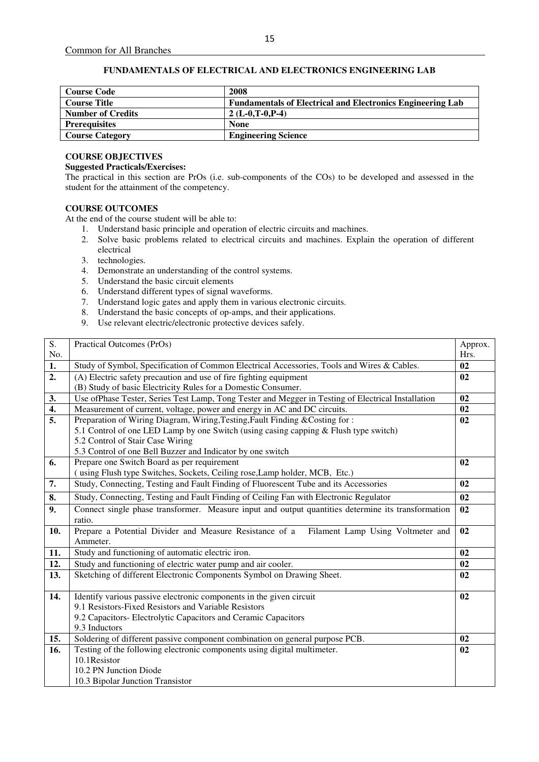Common for All Branches

# FUNDAMENTALS OF ELECTRICAL AND ELECTRONICS ENGINEERING LAB

| **Course Code** | **2008** |
|---|---|
| **Course Title** | **Fundamentals of Electrical and Electronics Engineering Lab** |
| **Number of Credits** | **2 (L-0,T-0,P-4)** |
| **Prerequisites** | **None** |
| **Course Category** | **Engineering Science** |

**COURSE OBJECTIVES**

**Suggested Practicals/Exercises:**

The practical in this section are PrOs (i.e. sub-components of the COs) to be developed and assessed in the student for the attainment of the competency.

**COURSE OUTCOMES**

At the end of the course student will be able to:

1. Understand basic principle and operation of electric circuits and machines.
2. Solve basic problems related to electrical circuits and machines. Explain the operation of different electrical
3. technologies.
4. Demonstrate an understanding of the control systems.
5. Understand the basic circuit elements
6. Understand different types of signal waveforms.
7. Understand logic gates and apply them in various electronic circuits.
8. Understand the basic concepts of op-amps, and their applications.
9. Use relevant electric/electronic protective devices safely.

| S. No. | Practical Outcomes (PrOs) | Approx. Hrs. |
|---|---|---|
| **1.** | Study of Symbol, Specification of Common Electrical Accessories, Tools and Wires & Cables. | **02** |
| **2.** | (A) Electric safety precaution and use of fire fighting equipment<br>(B) Study of basic Electricity Rules for a Domestic Consumer. | **02** |
| **3.** | Use ofPhase Tester, Series Test Lamp, Tong Tester and Megger in Testing of Electrical Installation | **02** |
| **4.** | Measurement of current, voltage, power and energy in AC and DC circuits. | **02** |
| **5.** | Preparation of Wiring Diagram, Wiring,Testing,Fault Finding &Costing for :<br>5.1 Control of one LED Lamp by one Switch (using casing capping & Flush type switch)<br>5.2 Control of Stair Case Wiring<br>5.3 Control of one Bell Buzzer and Indicator by one switch | **02** |
| **6.** | Prepare one Switch Board as per requirement<br>( using Flush type Switches, Sockets, Ceiling rose,Lamp holder, MCB, Etc.) | **02** |
| **7.** | Study, Connecting, Testing and Fault Finding of Fluorescent Tube and its Accessories | **02** |
| **8.** | Study, Connecting, Testing and Fault Finding of Ceiling Fan with Electronic Regulator | **02** |
| **9.** | Connect single phase transformer. Measure input and output quantities determine its transformation ratio. | **02** |
| **10.** | Prepare a Potential Divider and Measure Resistance of a Filament Lamp Using Voltmeter and Ammeter. | **02** |
| **11.** | Study and functioning of automatic electric iron. | **02** |
| **12.** | Study and functioning of electric water pump and air cooler. | **02** |
| **13.** | Sketching of different Electronic Components Symbol on Drawing Sheet. | **02** |
| **14.** | Identify various passive electronic components in the given circuit<br>9.1 Resistors-Fixed Resistors and Variable Resistors<br>9.2 Capacitors- Electrolytic Capacitors and Ceramic Capacitors<br>9.3 Inductors | **02** |
| **15.** | Soldering of different passive component combination on general purpose PCB. | **02** |
| **16.** | Testing of the following electronic components using digital multimeter.<br>10.1Resistor<br>10.2 PN Junction Diode<br>10.3 Bipolar Junction Transistor | **02** |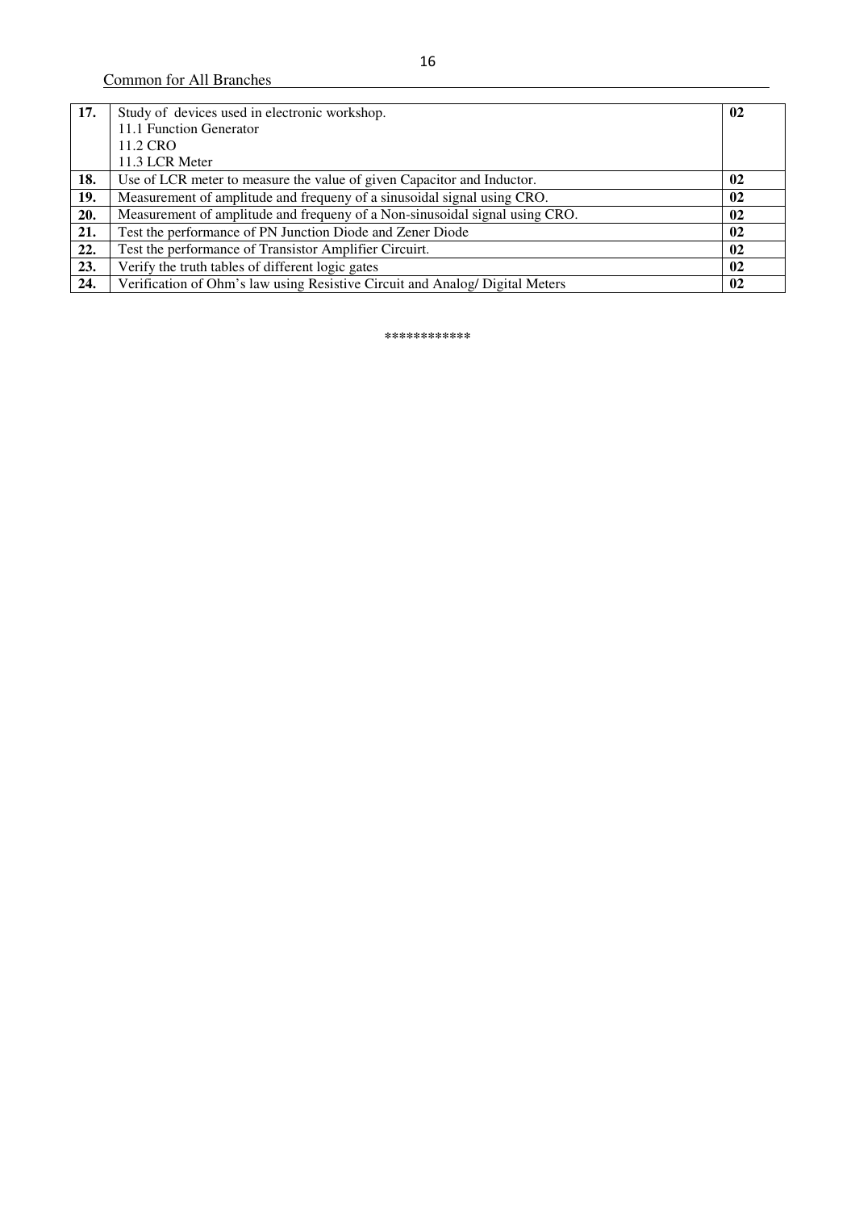| 17. | Study of devices used in electronic workshop.<br>11.1 Function Generator<br>11.2 CRO<br>11.3 LCR Meter | **02** |
|---|---|---|
| **18.** | Use of LCR meter to measure the value of given Capacitor and Inductor. | **02** |
| **19.** | Measurement of amplitude and frequeny of a sinusoidal signal using CRO. | **02** |
| **20.** | Measurement of amplitude and frequeny of a Non-sinusoidal signal using CRO. | **02** |
| **21.** | Test the performance of PN Junction Diode and Zener Diode | **02** |
| **22.** | Test the performance of Transistor Amplifier Circuirt. | **02** |
| **23.** | Verify the truth tables of different logic gates | **02** |
| **24.** | Verification of Ohm's law using Resistive Circuit and Analog/ Digital Meters | **02** |

************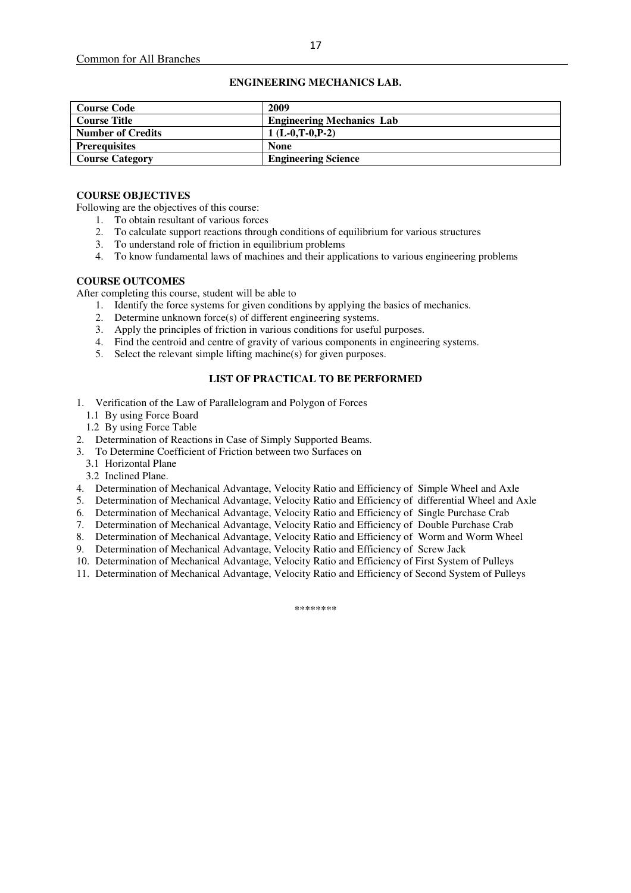# ENGINEERING MECHANICS LAB.

| Course Code | 2009 |
|---|---|
| **Course Title** | **Engineering Mechanics Lab** |
| **Number of Credits** | **1 (L-0,T-0,P-2)** |
| **Prerequisites** | **None** |
| **Course Category** | **Engineering Science** |

**COURSE OBJECTIVES**

Following are the objectives of this course:

1. To obtain resultant of various forces
2. To calculate support reactions through conditions of equilibrium for various structures
3. To understand role of friction in equilibrium problems
4. To know fundamental laws of machines and their applications to various engineering problems

**COURSE OUTCOMES**

After completing this course, student will be able to

1. Identify the force systems for given conditions by applying the basics of mechanics.
2. Determine unknown force(s) of different engineering systems.
3. Apply the principles of friction in various conditions for useful purposes.
4. Find the centroid and centre of gravity of various components in engineering systems.
5. Select the relevant simple lifting machine(s) for given purposes.

## LIST OF PRACTICAL TO BE PERFORMED

1. Verification of the Law of Parallelogram and Polygon of Forces
   - 1.1 By using Force Board
   - 1.2 By using Force Table
2. Determination of Reactions in Case of Simply Supported Beams.
3. To Determine Coefficient of Friction between two Surfaces on
   - 3.1 Horizontal Plane
   - 3.2 Inclined Plane.
4. Determination of Mechanical Advantage, Velocity Ratio and Efficiency of Simple Wheel and Axle
5. Determination of Mechanical Advantage, Velocity Ratio and Efficiency of differential Wheel and Axle
6. Determination of Mechanical Advantage, Velocity Ratio and Efficiency of Single Purchase Crab
7. Determination of Mechanical Advantage, Velocity Ratio and Efficiency of Double Purchase Crab
8. Determination of Mechanical Advantage, Velocity Ratio and Efficiency of Worm and Worm Wheel
9. Determination of Mechanical Advantage, Velocity Ratio and Efficiency of Screw Jack
10. Determination of Mechanical Advantage, Velocity Ratio and Efficiency of First System of Pulleys
11. Determination of Mechanical Advantage, Velocity Ratio and Efficiency of Second System of Pulleys

********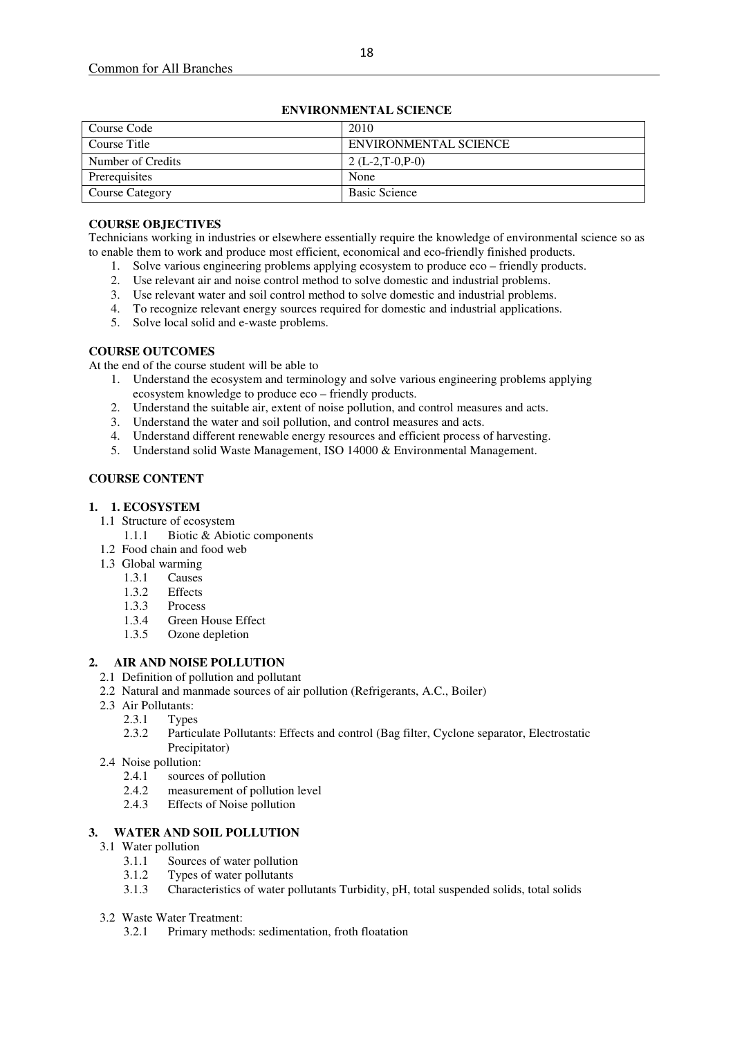Common for All Branches

**ENVIRONMENTAL SCIENCE**

| Course Code | 2010 |
|---|---|
| Course Title | ENVIRONMENTAL SCIENCE |
| Number of Credits | 2 (L-2,T-0,P-0) |
| Prerequisites | None |
| Course Category | Basic Science |

**COURSE OBJECTIVES**

Technicians working in industries or elsewhere essentially require the knowledge of environmental science so as to enable them to work and produce most efficient, economical and eco-friendly finished products.

1. Solve various engineering problems applying ecosystem to produce eco – friendly products.
2. Use relevant air and noise control method to solve domestic and industrial problems.
3. Use relevant water and soil control method to solve domestic and industrial problems.
4. To recognize relevant energy sources required for domestic and industrial applications.
5. Solve local solid and e-waste problems.

**COURSE OUTCOMES**

At the end of the course student will be able to

1. Understand the ecosystem and terminology and solve various engineering problems applying ecosystem knowledge to produce eco – friendly products.
2. Understand the suitable air, extent of noise pollution, and control measures and acts.
3. Understand the water and soil pollution, and control measures and acts.
4. Understand different renewable energy resources and efficient process of harvesting.
5. Understand solid Waste Management, ISO 14000 & Environmental Management.

**COURSE CONTENT**

**1. 1. ECOSYSTEM**

- 1.1 Structure of ecosystem
  - 1.1.1 Biotic & Abiotic components
- 1.2 Food chain and food web
- 1.3 Global warming
  - 1.3.1 Causes
  - 1.3.2 Effects
  - 1.3.3 Process
  - 1.3.4 Green House Effect
  - 1.3.5 Ozone depletion

**2. AIR AND NOISE POLLUTION**

- 2.1 Definition of pollution and pollutant
- 2.2 Natural and manmade sources of air pollution (Refrigerants, A.C., Boiler)
- 2.3 Air Pollutants:
  - 2.3.1 Types
  - 2.3.2 Particulate Pollutants: Effects and control (Bag filter, Cyclone separator, Electrostatic Precipitator)
- 2.4 Noise pollution:
  - 2.4.1 sources of pollution
  - 2.4.2 measurement of pollution level
  - 2.4.3 Effects of Noise pollution

**3. WATER AND SOIL POLLUTION**

- 3.1 Water pollution
  - 3.1.1 Sources of water pollution
  - 3.1.2 Types of water pollutants
  - 3.1.3 Characteristics of water pollutants Turbidity, pH, total suspended solids, total solids
- 3.2 Waste Water Treatment:
  - 3.2.1 Primary methods: sedimentation, froth floatation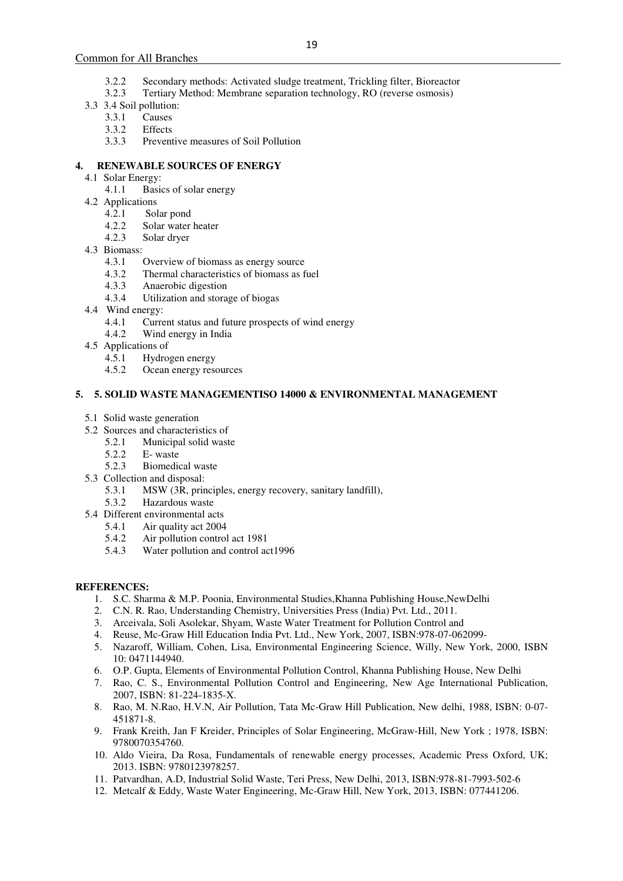- 3.2.2 Secondary methods: Activated sludge treatment, Trickling filter, Bioreactor
- 3.2.3 Tertiary Method: Membrane separation technology, RO (reverse osmosis)

3.3 3.4 Soil pollution:

- 3.3.1 Causes
- 3.3.2 Effects
- 3.3.3 Preventive measures of Soil Pollution

## 4. RENEWABLE SOURCES OF ENERGY

4.1 Solar Energy:

- 4.1.1 Basics of solar energy

4.2 Applications

- 4.2.1 Solar pond
- 4.2.2 Solar water heater
- 4.2.3 Solar dryer

4.3 Biomass:

- 4.3.1 Overview of biomass as energy source
- 4.3.2 Thermal characteristics of biomass as fuel
- 4.3.3 Anaerobic digestion
- 4.3.4 Utilization and storage of biogas

4.4 Wind energy:

- 4.4.1 Current status and future prospects of wind energy
- 4.4.2 Wind energy in India

4.5 Applications of

- 4.5.1 Hydrogen energy
- 4.5.2 Ocean energy resources

## 5. 5. SOLID WASTE MANAGEMENTISO 14000 & ENVIRONMENTAL MANAGEMENT

5.1 Solid waste generation

5.2 Sources and characteristics of

- 5.2.1 Municipal solid waste
- 5.2.2 E- waste
- 5.2.3 Biomedical waste

5.3 Collection and disposal:

- 5.3.1 MSW (3R, principles, energy recovery, sanitary landfill),
- 5.3.2 Hazardous waste

5.4 Different environmental acts

- 5.4.1 Air quality act 2004
- 5.4.2 Air pollution control act 1981
- 5.4.3 Water pollution and control act1996

**REFERENCES:**

1. S.C. Sharma & M.P. Poonia, Environmental Studies,Khanna Publishing House,NewDelhi
2. C.N. R. Rao, Understanding Chemistry, Universities Press (India) Pvt. Ltd., 2011.
3. Arceivala, Soli Asolekar, Shyam, Waste Water Treatment for Pollution Control and
4. Reuse, Mc-Graw Hill Education India Pvt. Ltd., New York, 2007, ISBN:978-07-062099-
5. Nazaroff, William, Cohen, Lisa, Environmental Engineering Science, Willy, New York, 2000, ISBN 10: 0471144940.
6. O.P. Gupta, Elements of Environmental Pollution Control, Khanna Publishing House, New Delhi
7. Rao, C. S., Environmental Pollution Control and Engineering, New Age International Publication, 2007, ISBN: 81-224-1835-X.
8. Rao, M. N.Rao, H.V.N, Air Pollution, Tata Mc-Graw Hill Publication, New delhi, 1988, ISBN: 0-07-451871-8.
9. Frank Kreith, Jan F Kreider, Principles of Solar Engineering, McGraw-Hill, New York ; 1978, ISBN: 9780070354760.
10. Aldo Vieira, Da Rosa, Fundamentals of renewable energy processes, Academic Press Oxford, UK; 2013. ISBN: 9780123978257.
11. Patvardhan, A.D, Industrial Solid Waste, Teri Press, New Delhi, 2013, ISBN:978-81-7993-502-6
12. Metcalf & Eddy, Waste Water Engineering, Mc-Graw Hill, New York, 2013, ISBN: 077441206.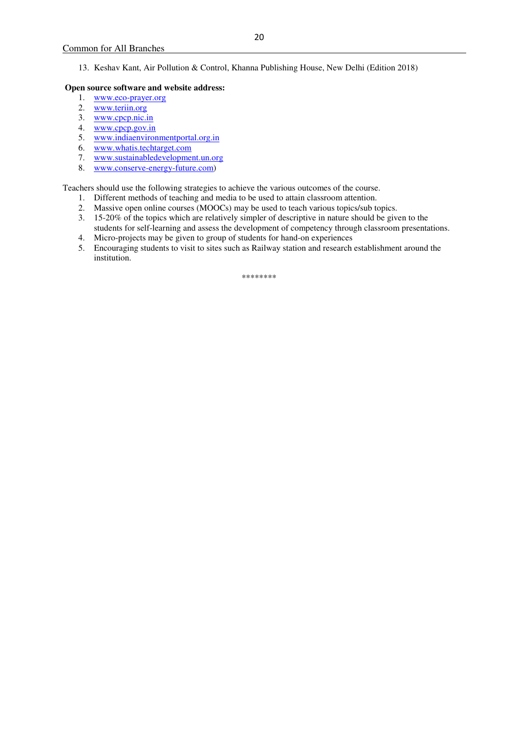13. Keshav Kant, Air Pollution & Control, Khanna Publishing House, New Delhi (Edition 2018)

**Open source software and website address:**

1. www.eco-prayer.org
2. www.teriin.org
3. www.cpcp.nic.in
4. www.cpcp.gov.in
5. www.indiaenvironmentportal.org.in
6. www.whatis.techtarget.com
7. www.sustainabledevelopment.un.org
8. www.conserve-energy-future.com)

Teachers should use the following strategies to achieve the various outcomes of the course.

1. Different methods of teaching and media to be used to attain classroom attention.
2. Massive open online courses (MOOCs) may be used to teach various topics/sub topics.
3. 15-20% of the topics which are relatively simpler of descriptive in nature should be given to the students for self-learning and assess the development of competency through classroom presentations.
4. Micro-projects may be given to group of students for hand-on experiences
5. Encouraging students to visit to sites such as Railway station and research establishment around the institution.

********